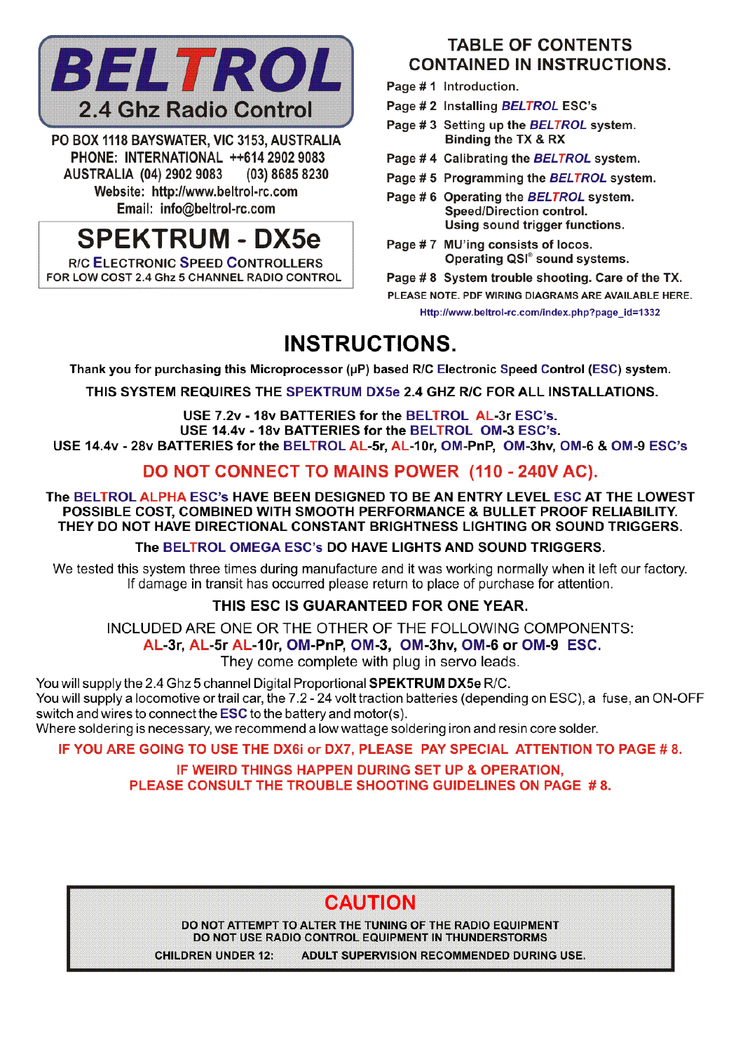# BELTROL

## 2.4 Ghz Radio Control

PO BOX 1118 BAYSWATER, VIC 3153, AUSTRALIA
PHONE: INTERNATIONAL ++614 2902 9083
AUSTRALIA (04) 2902 9083 (03) 8685 8230
Website: http://www.beltrol-rc.com
Email: info@beltrol-rc.com

## SPEKTRUM - DX5e

R/C ELECTRONIC SPEED CONTROLLERS
FOR LOW COST 2.4 Ghz 5 CHANNEL RADIO CONTROL

## TABLE OF CONTENTS CONTAINED IN INSTRUCTIONS.

- Page # 1 Introduction.
- Page # 2 Installing *BELTROL* ESC's
- Page # 3 Setting up the *BELTROL* system. Binding the TX & RX
- Page # 4 Calibrating the *BELTROL* system.
- Page # 5 Programming the *BELTROL* system.
- Page # 6 Operating the *BELTROL* system. Speed/Direction control. Using sound trigger functions.
- Page # 7 MU'ing consists of locos. Operating QSI® sound systems.
- Page # 8 System trouble shooting. Care of the TX.

PLEASE NOTE. PDF WIRING DIAGRAMS ARE AVAILABLE HERE.
Http://www.beltrol-rc.com/index.php?page_id=1332

# INSTRUCTIONS.

**Thank you for purchasing this Microprocessor (μP) based R/C Electronic Speed Control (ESC) system.**

**THIS SYSTEM REQUIRES THE SPEKTRUM DX5e 2.4 GHZ R/C FOR ALL INSTALLATIONS.**

**USE 7.2v - 18v BATTERIES for the BELTROL AL-3r ESC's.**
**USE 14.4v - 18v BATTERIES for the BELTROL OM-3 ESC's.**
**USE 14.4v - 28v BATTERIES for the BELTROL AL-5r, AL-10r, OM-PnP, OM-3hv, OM-6 & OM-9 ESC's**

**DO NOT CONNECT TO MAINS POWER (110 - 240V AC).**

**The BELTROL ALPHA ESC's HAVE BEEN DESIGNED TO BE AN ENTRY LEVEL ESC AT THE LOWEST POSSIBLE COST, COMBINED WITH SMOOTH PERFORMANCE & BULLET PROOF RELIABILITY. THEY DO NOT HAVE DIRECTIONAL CONSTANT BRIGHTNESS LIGHTING OR SOUND TRIGGERS.**

**The BELTROL OMEGA ESC's DO HAVE LIGHTS AND SOUND TRIGGERS.**

We tested this system three times during manufacture and it was working normally when it left our factory.
If damage in transit has occurred please return to place of purchase for attention.

**THIS ESC IS GUARANTEED FOR ONE YEAR.**

INCLUDED ARE ONE OR THE OTHER OF THE FOLLOWING COMPONENTS:
**AL-3r, AL-5r AL-10r, OM-PnP, OM-3, OM-3hv, OM-6 or OM-9 ESC.**
They come complete with plug in servo leads.

You will supply the 2.4 Ghz 5 channel Digital Proportional **SPEKTRUM DX5e** R/C.
You will supply a locomotive or trail car, the 7.2 - 24 volt traction batteries (depending on ESC), a fuse, an ON-OFF switch and wires to connect the ESC to the battery and motor(s).
Where soldering is necessary, we recommend a low wattage soldering iron and resin core solder.

**IF YOU ARE GOING TO USE THE DX6i or DX7, PLEASE PAY SPECIAL ATTENTION TO PAGE # 8.**

**IF WEIRD THINGS HAPPEN DURING SET UP & OPERATION, PLEASE CONSULT THE TROUBLE SHOOTING GUIDELINES ON PAGE # 8.**

## CAUTION

DO NOT ATTEMPT TO ALTER THE TUNING OF THE RADIO EQUIPMENT
DO NOT USE RADIO CONTROL EQUIPMENT IN THUNDERSTORMS
CHILDREN UNDER 12: ADULT SUPERVISION RECOMMENDED DURING USE.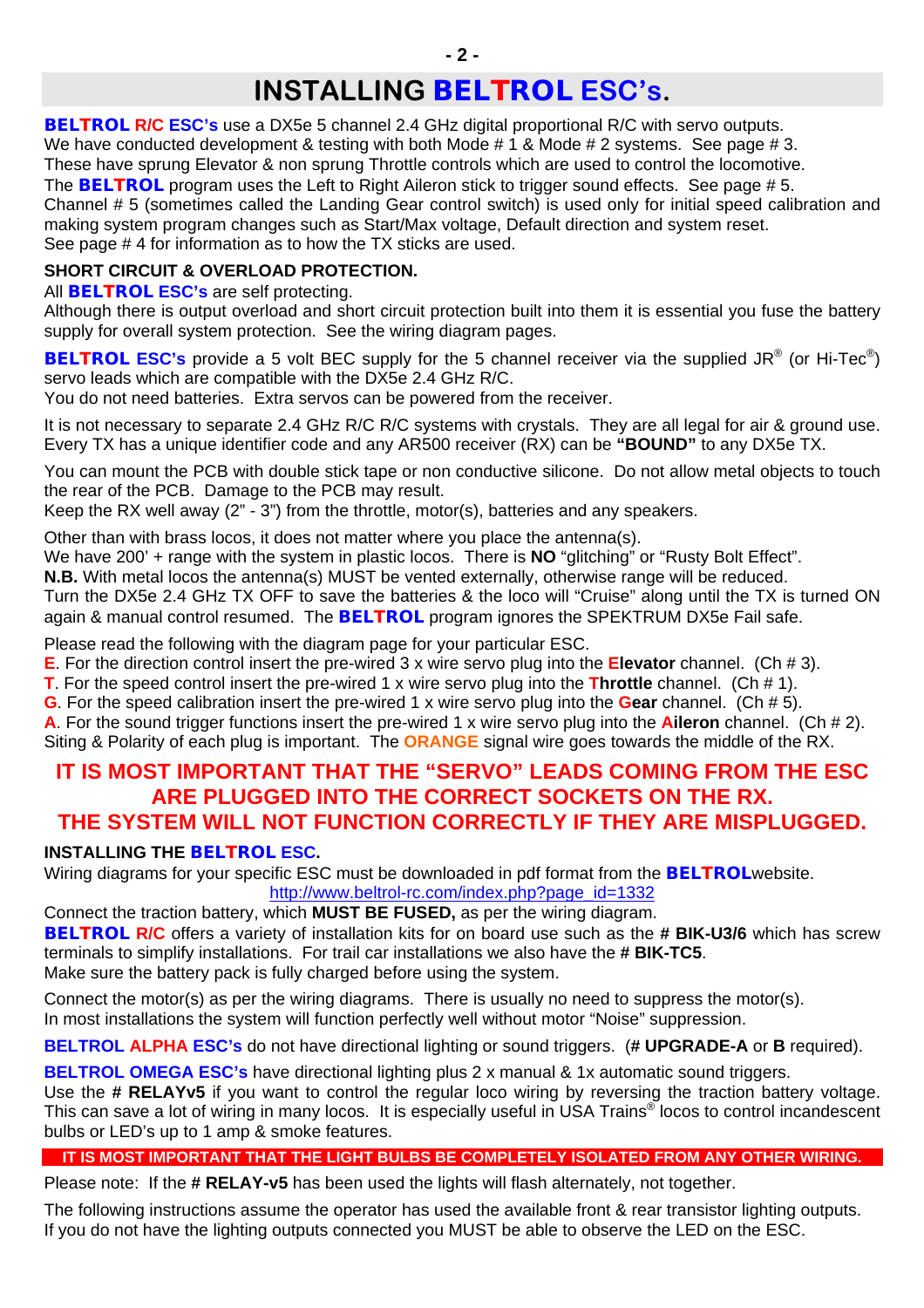# INSTALLING BELTROL ESC's.

**BELTROL R/C ESC's** use a DX5e 5 channel 2.4 GHz digital proportional R/C with servo outputs.
We have conducted development & testing with both Mode # 1 & Mode # 2 systems. See page # 3.
These have sprung Elevator & non sprung Throttle controls which are used to control the locomotive.
The **BELTROL** program uses the Left to Right Aileron stick to trigger sound effects. See page # 5.
Channel # 5 (sometimes called the Landing Gear control switch) is used only for initial speed calibration and making system program changes such as Start/Max voltage, Default direction and system reset.
See page # 4 for information as to how the TX sticks are used.

### SHORT CIRCUIT & OVERLOAD PROTECTION.

All **BELTROL ESC's** are self protecting.
Although there is output overload and short circuit protection built into them it is essential you fuse the battery supply for overall system protection. See the wiring diagram pages.

**BELTROL ESC's** provide a 5 volt BEC supply for the 5 channel receiver via the supplied JR® (or Hi-Tec®) servo leads which are compatible with the DX5e 2.4 GHz R/C.
You do not need batteries. Extra servos can be powered from the receiver.

It is not necessary to separate 2.4 GHz R/C R/C systems with crystals. They are all legal for air & ground use.
Every TX has a unique identifier code and any AR500 receiver (RX) can be **"BOUND"** to any DX5e TX.

You can mount the PCB with double stick tape or non conductive silicone. Do not allow metal objects to touch the rear of the PCB. Damage to the PCB may result.
Keep the RX well away (2" - 3") from the throttle, motor(s), batteries and any speakers.

Other than with brass locos, it does not matter where you place the antenna(s).
We have 200' + range with the system in plastic locos. There is **NO** "glitching" or "Rusty Bolt Effect".
**N.B.** With metal locos the antenna(s) MUST be vented externally, otherwise range will be reduced.
Turn the DX5e 2.4 GHz TX OFF to save the batteries & the loco will "Cruise" along until the TX is turned ON again & manual control resumed. The **BELTROL** program ignores the SPEKTRUM DX5e Fail safe.

Please read the following with the diagram page for your particular ESC.
**E**. For the direction control insert the pre-wired 3 x wire servo plug into the **Elevator** channel. (Ch # 3).
**T**. For the speed control insert the pre-wired 1 x wire servo plug into the **Throttle** channel. (Ch # 1).
**G**. For the speed calibration insert the pre-wired 1 x wire servo plug into the **Gear** channel. (Ch # 5).
**A**. For the sound trigger functions insert the pre-wired 1 x wire servo plug into the **Aileron** channel. (Ch # 2).
Siting & Polarity of each plug is important. The ORANGE signal wire goes towards the middle of the RX.

**IT IS MOST IMPORTANT THAT THE "SERVO" LEADS COMING FROM THE ESC ARE PLUGGED INTO THE CORRECT SOCKETS ON THE RX.
THE SYSTEM WILL NOT FUNCTION CORRECTLY IF THEY ARE MISPLUGGED.**

### INSTALLING THE BELTROL ESC.

Wiring diagrams for your specific ESC must be downloaded in pdf format from the **BELTROL**website.
http://www.beltrol-rc.com/index.php?page_id=1332
Connect the traction battery, which **MUST BE FUSED,** as per the wiring diagram.
**BELTROL R/C** offers a variety of installation kits for on board use such as the **# BIK-U3/6** which has screw terminals to simplify installations. For trail car installations we also have the **# BIK-TC5**.
Make sure the battery pack is fully charged before using the system.

Connect the motor(s) as per the wiring diagrams. There is usually no need to suppress the motor(s).
In most installations the system will function perfectly well without motor "Noise" suppression.

**BELTROL ALPHA ESC's** do not have directional lighting or sound triggers. (**# UPGRADE-A** or **B** required).

**BELTROL OMEGA ESC's** have directional lighting plus 2 x manual & 1x automatic sound triggers.
Use the **# RELAYv5** if you want to control the regular loco wiring by reversing the traction battery voltage. This can save a lot of wiring in many locos. It is especially useful in USA Trains® locos to control incandescent bulbs or LED's up to 1 amp & smoke features.

**IT IS MOST IMPORTANT THAT THE LIGHT BULBS BE COMPLETELY ISOLATED FROM ANY OTHER WIRING.**

Please note: If the **# RELAY-v5** has been used the lights will flash alternately, not together.

The following instructions assume the operator has used the available front & rear transistor lighting outputs.
If you do not have the lighting outputs connected you MUST be able to observe the LED on the ESC.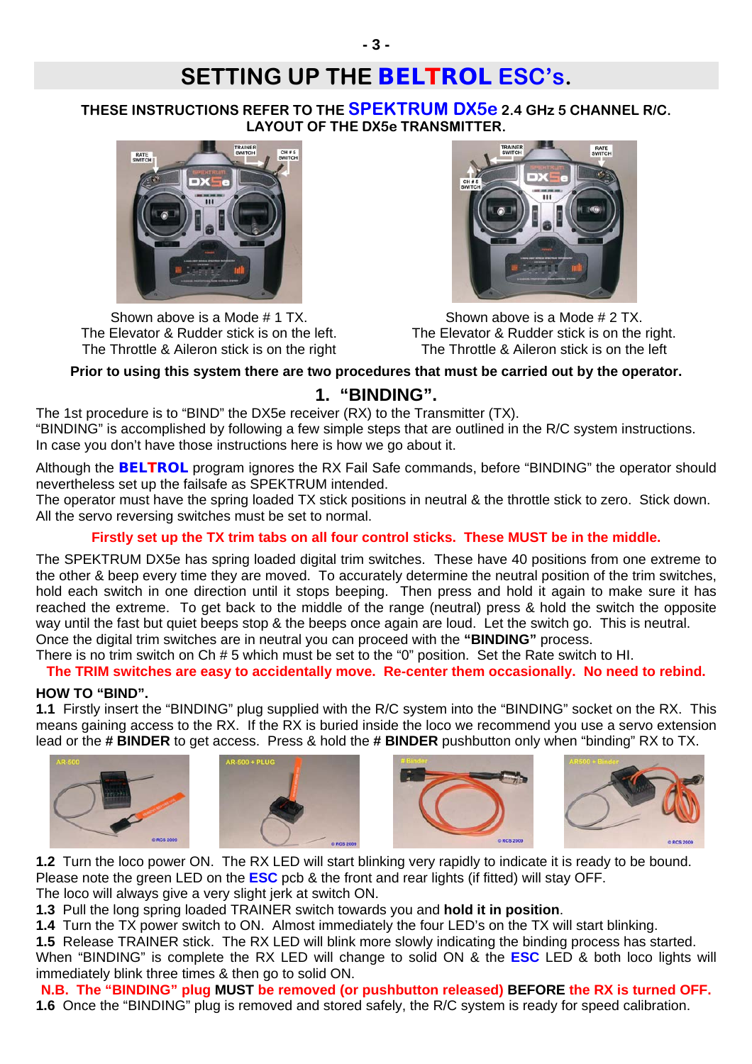# SETTING UP THE BELTROL ESC's.

**THESE INSTRUCTIONS REFER TO THE SPEKTRUM DX5e 2.4 GHz 5 CHANNEL R/C.**
**LAYOUT OF THE DX5e TRANSMITTER.**

Shown above is a Mode # 1 TX.
The Elevator & Rudder stick is on the left.
The Throttle & Aileron stick is on the right

Shown above is a Mode # 2 TX.
The Elevator & Rudder stick is on the right.
The Throttle & Aileron stick is on the left

**Prior to using this system there are two procedures that must be carried out by the operator.**

## 1. "BINDING".

The 1st procedure is to "BIND" the DX5e receiver (RX) to the Transmitter (TX).
"BINDING" is accomplished by following a few simple steps that are outlined in the R/C system instructions.
In case you don't have those instructions here is how we go about it.

Although the **BELTROL** program ignores the RX Fail Safe commands, before "BINDING" the operator should nevertheless set up the failsafe as SPEKTRUM intended.
The operator must have the spring loaded TX stick positions in neutral & the throttle stick to zero. Stick down.
All the servo reversing switches must be set to normal.

**Firstly set up the TX trim tabs on all four control sticks. These MUST be in the middle.**

The SPEKTRUM DX5e has spring loaded digital trim switches. These have 40 positions from one extreme to the other & beep every time they are moved. To accurately determine the neutral position of the trim switches, hold each switch in one direction until it stops beeping. Then press and hold it again to make sure it has reached the extreme. To get back to the middle of the range (neutral) press & hold the switch the opposite way until the fast but quiet beeps stop & the beeps once again are loud. Let the switch go. This is neutral.
Once the digital trim switches are in neutral you can proceed with the **"BINDING"** process.
There is no trim switch on Ch # 5 which must be set to the "0" position. Set the Rate switch to HI.

**The TRIM switches are easy to accidentally move. Re-center them occasionally. No need to rebind.**

**HOW TO "BIND".**

**1.1** Firstly insert the "BINDING" plug supplied with the R/C system into the "BINDING" socket on the RX. This means gaining access to the RX. If the RX is buried inside the loco we recommend you use a servo extension lead or the **# BINDER** to get access. Press & hold the **# BINDER** pushbutton only when "binding" RX to TX.

AR-500 — AR-500 + PLUG — # Binder — AR500 + Binder

**1.2** Turn the loco power ON. The RX LED will start blinking very rapidly to indicate it is ready to be bound. Please note the green LED on the **ESC** pcb & the front and rear lights (if fitted) will stay OFF.
The loco will always give a very slight jerk at switch ON.

**1.3** Pull the long spring loaded TRAINER switch towards you and **hold it in position**.

**1.4** Turn the TX power switch to ON. Almost immediately the four LED's on the TX will start blinking.

**1.5** Release TRAINER stick. The RX LED will blink more slowly indicating the binding process has started. When "BINDING" is complete the RX LED will change to solid ON & the **ESC** LED & both loco lights will immediately blink three times & then go to solid ON.

**N.B. The "BINDING" plug MUST be removed (or pushbutton released) BEFORE the RX is turned OFF.**

**1.6** Once the "BINDING" plug is removed and stored safely, the R/C system is ready for speed calibration.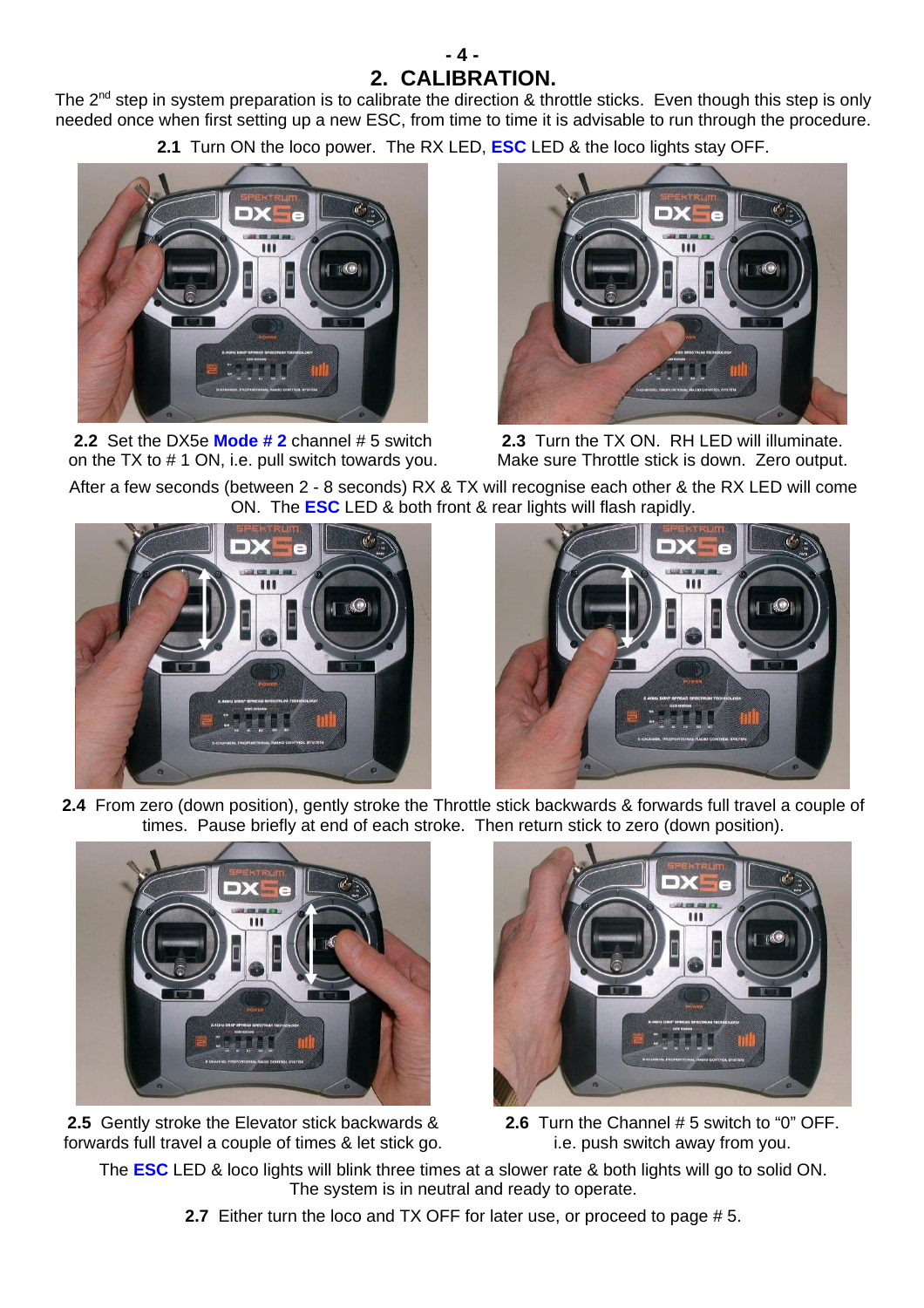## 2. CALIBRATION.

The 2nd step in system preparation is to calibrate the direction & throttle sticks. Even though this step is only needed once when first setting up a new ESC, from time to time it is advisable to run through the procedure.

**2.1** Turn ON the loco power. The RX LED, **ESC** LED & the loco lights stay OFF.

**2.2** Set the DX5e **Mode # 2** channel # 5 switch on the TX to # 1 ON, i.e. pull switch towards you.

**2.3** Turn the TX ON. RH LED will illuminate. Make sure Throttle stick is down. Zero output.

After a few seconds (between 2 - 8 seconds) RX & TX will recognise each other & the RX LED will come ON. The **ESC** LED & both front & rear lights will flash rapidly.

**2.4** From zero (down position), gently stroke the Throttle stick backwards & forwards full travel a couple of times. Pause briefly at end of each stroke. Then return stick to zero (down position).

**2.5** Gently stroke the Elevator stick backwards & forwards full travel a couple of times & let stick go.

**2.6** Turn the Channel # 5 switch to "0" OFF. i.e. push switch away from you.

The **ESC** LED & loco lights will blink three times at a slower rate & both lights will go to solid ON. The system is in neutral and ready to operate.

**2.7** Either turn the loco and TX OFF for later use, or proceed to page # 5.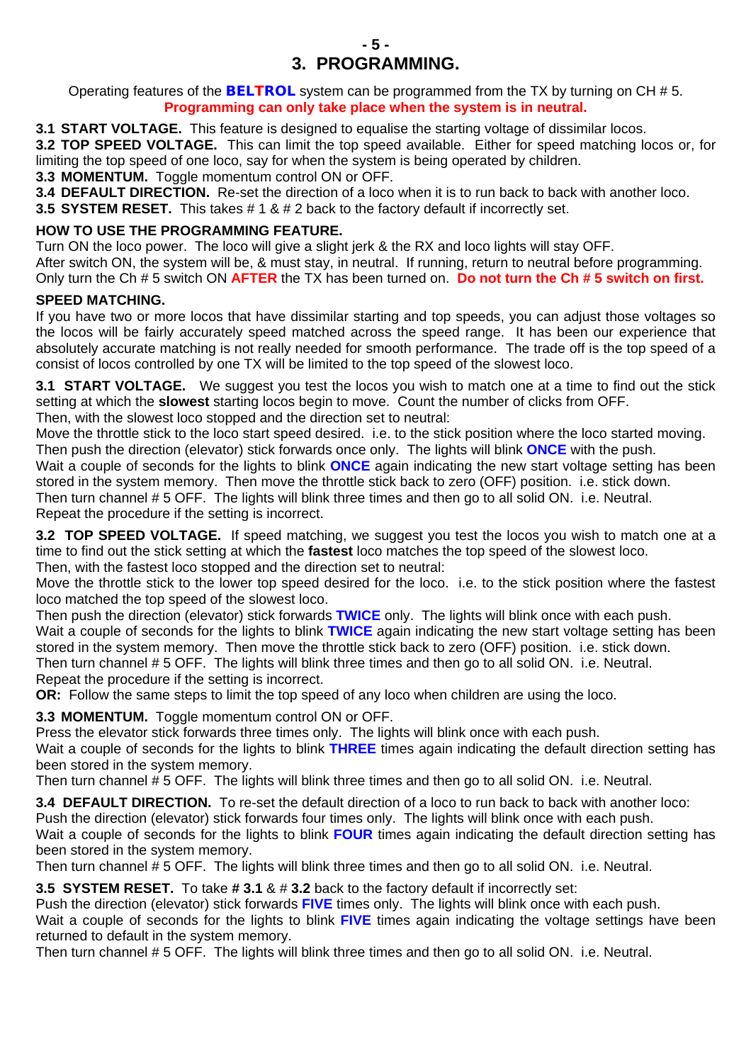# 3. PROGRAMMING.

Operating features of the **BELTROL** system can be programmed from the TX by turning on CH # 5.
**Programming can only take place when the system is in neutral.**

**3.1 START VOLTAGE.** This feature is designed to equalise the starting voltage of dissimilar locos.
**3.2 TOP SPEED VOLTAGE.** This can limit the top speed available. Either for speed matching locos or, for limiting the top speed of one loco, say for when the system is being operated by children.
**3.3 MOMENTUM.** Toggle momentum control ON or OFF.
**3.4 DEFAULT DIRECTION.** Re-set the direction of a loco when it is to run back to back with another loco.
**3.5 SYSTEM RESET.** This takes # 1 & # 2 back to the factory default if incorrectly set.

**HOW TO USE THE PROGRAMMING FEATURE.**
Turn ON the loco power. The loco will give a slight jerk & the RX and loco lights will stay OFF.
After switch ON, the system will be, & must stay, in neutral. If running, return to neutral before programming.
Only turn the Ch # 5 switch ON **AFTER** the TX has been turned on. **Do not turn the Ch # 5 switch on first.**

**SPEED MATCHING.**
If you have two or more locos that have dissimilar starting and top speeds, you can adjust those voltages so the locos will be fairly accurately speed matched across the speed range. It has been our experience that absolutely accurate matching is not really needed for smooth performance. The trade off is the top speed of a consist of locos controlled by one TX will be limited to the top speed of the slowest loco.

**3.1 START VOLTAGE.** We suggest you test the locos you wish to match one at a time to find out the stick setting at which the **slowest** starting locos begin to move. Count the number of clicks from OFF.
Then, with the slowest loco stopped and the direction set to neutral:
Move the throttle stick to the loco start speed desired. i.e. to the stick position where the loco started moving.
Then push the direction (elevator) stick forwards once only. The lights will blink **ONCE** with the push.
Wait a couple of seconds for the lights to blink **ONCE** again indicating the new start voltage setting has been stored in the system memory. Then move the throttle stick back to zero (OFF) position. i.e. stick down.
Then turn channel # 5 OFF. The lights will blink three times and then go to all solid ON. i.e. Neutral.
Repeat the procedure if the setting is incorrect.

**3.2 TOP SPEED VOLTAGE.** If speed matching, we suggest you test the locos you wish to match one at a time to find out the stick setting at which the **fastest** loco matches the top speed of the slowest loco.
Then, with the fastest loco stopped and the direction set to neutral:
Move the throttle stick to the lower top speed desired for the loco. i.e. to the stick position where the fastest loco matched the top speed of the slowest loco.
Then push the direction (elevator) stick forwards **TWICE** only. The lights will blink once with each push.
Wait a couple of seconds for the lights to blink **TWICE** again indicating the new start voltage setting has been stored in the system memory. Then move the throttle stick back to zero (OFF) position. i.e. stick down.
Then turn channel # 5 OFF. The lights will blink three times and then go to all solid ON. i.e. Neutral.
Repeat the procedure if the setting is incorrect.
**OR:** Follow the same steps to limit the top speed of any loco when children are using the loco.

**3.3 MOMENTUM.** Toggle momentum control ON or OFF.
Press the elevator stick forwards three times only. The lights will blink once with each push.
Wait a couple of seconds for the lights to blink **THREE** times again indicating the default direction setting has been stored in the system memory.
Then turn channel # 5 OFF. The lights will blink three times and then go to all solid ON. i.e. Neutral.

**3.4 DEFAULT DIRECTION.** To re-set the default direction of a loco to run back to back with another loco:
Push the direction (elevator) stick forwards four times only. The lights will blink once with each push.
Wait a couple of seconds for the lights to blink **FOUR** times again indicating the default direction setting has been stored in the system memory.
Then turn channel # 5 OFF. The lights will blink three times and then go to all solid ON. i.e. Neutral.

**3.5 SYSTEM RESET.** To take **# 3.1** & # **3.2** back to the factory default if incorrectly set:
Push the direction (elevator) stick forwards **FIVE** times only. The lights will blink once with each push.
Wait a couple of seconds for the lights to blink **FIVE** times again indicating the voltage settings have been returned to default in the system memory.
Then turn channel # 5 OFF. The lights will blink three times and then go to all solid ON. i.e. Neutral.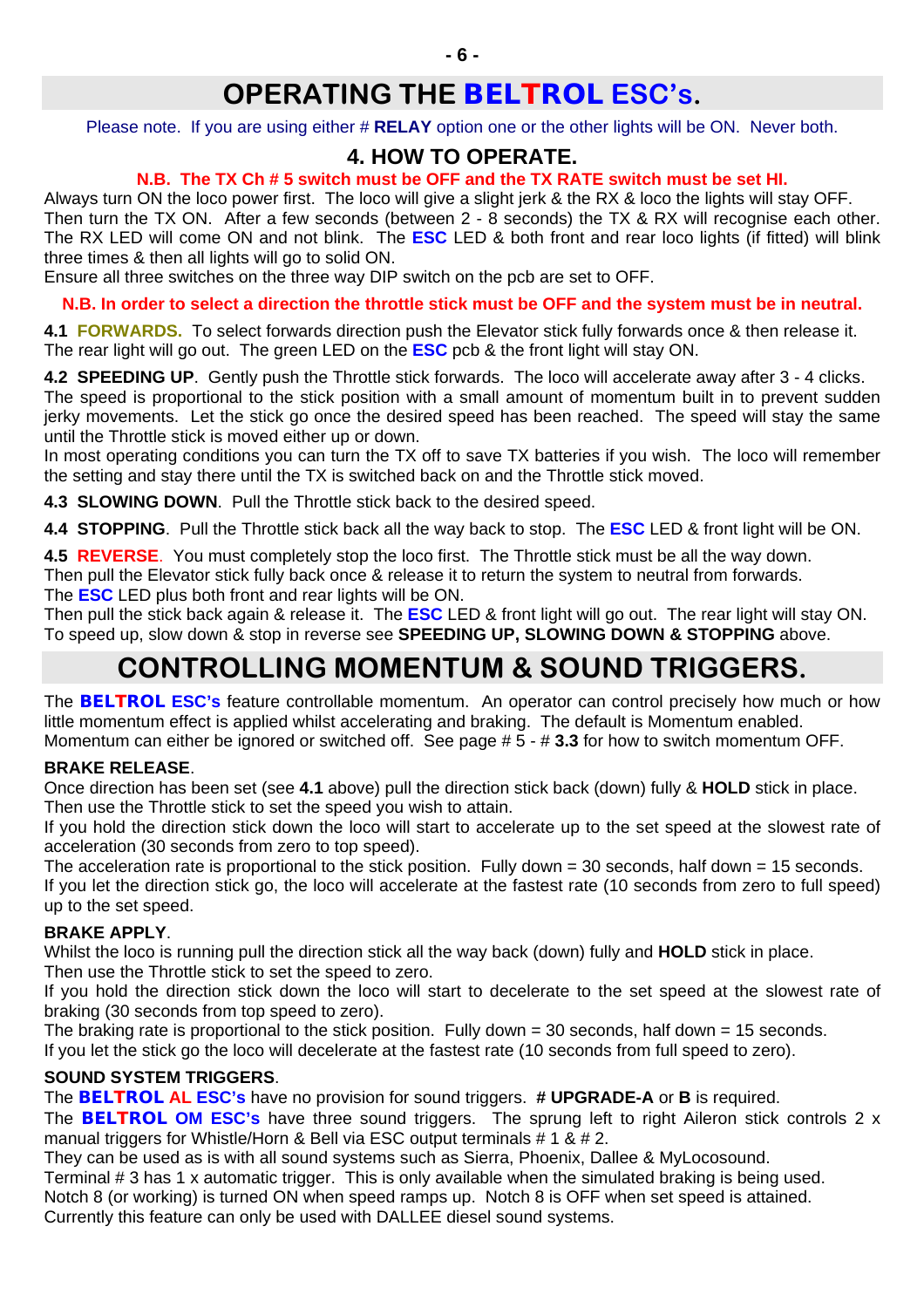# OPERATING THE BELTROL ESC's.

Please note. If you are using either # **RELAY** option one or the other lights will be ON. Never both.

## 4. HOW TO OPERATE.

**N.B. The TX Ch # 5 switch must be OFF and the TX RATE switch must be set HI.**

Always turn ON the loco power first. The loco will give a slight jerk & the RX & loco the lights will stay OFF. Then turn the TX ON. After a few seconds (between 2 - 8 seconds) the TX & RX will recognise each other. The RX LED will come ON and not blink. The **ESC** LED & both front and rear loco lights (if fitted) will blink three times & then all lights will go to solid ON.

Ensure all three switches on the three way DIP switch on the pcb are set to OFF.

**N.B. In order to select a direction the throttle stick must be OFF and the system must be in neutral.**

**4.1 FORWARDS.** To select forwards direction push the Elevator stick fully forwards once & then release it. The rear light will go out. The green LED on the **ESC** pcb & the front light will stay ON.

**4.2 SPEEDING UP**. Gently push the Throttle stick forwards. The loco will accelerate away after 3 - 4 clicks. The speed is proportional to the stick position with a small amount of momentum built in to prevent sudden jerky movements. Let the stick go once the desired speed has been reached. The speed will stay the same until the Throttle stick is moved either up or down.

In most operating conditions you can turn the TX off to save TX batteries if you wish. The loco will remember the setting and stay there until the TX is switched back on and the Throttle stick moved.

**4.3 SLOWING DOWN**. Pull the Throttle stick back to the desired speed.

**4.4 STOPPING**. Pull the Throttle stick back all the way back to stop. The **ESC** LED & front light will be ON.

**4.5 REVERSE**. You must completely stop the loco first. The Throttle stick must be all the way down.
Then pull the Elevator stick fully back once & release it to return the system to neutral from forwards.
The **ESC** LED plus both front and rear lights will be ON.
Then pull the stick back again & release it. The **ESC** LED & front light will go out. The rear light will stay ON.
To speed up, slow down & stop in reverse see **SPEEDING UP, SLOWING DOWN & STOPPING** above.

# CONTROLLING MOMENTUM & SOUND TRIGGERS.

The **BELTROL ESC's** feature controllable momentum. An operator can control precisely how much or how little momentum effect is applied whilst accelerating and braking. The default is Momentum enabled.
Momentum can either be ignored or switched off. See page # 5 - # **3.3** for how to switch momentum OFF.

**BRAKE RELEASE**.
Once direction has been set (see **4.1** above) pull the direction stick back (down) fully & **HOLD** stick in place.
Then use the Throttle stick to set the speed you wish to attain.
If you hold the direction stick down the loco will start to accelerate up to the set speed at the slowest rate of acceleration (30 seconds from zero to top speed).
The acceleration rate is proportional to the stick position. Fully down = 30 seconds, half down = 15 seconds.
If you let the direction stick go, the loco will accelerate at the fastest rate (10 seconds from zero to full speed) up to the set speed.

**BRAKE APPLY**.
Whilst the loco is running pull the direction stick all the way back (down) fully and **HOLD** stick in place.
Then use the Throttle stick to set the speed to zero.
If you hold the direction stick down the loco will start to decelerate to the set speed at the slowest rate of braking (30 seconds from top speed to zero).
The braking rate is proportional to the stick position. Fully down = 30 seconds, half down = 15 seconds.
If you let the stick go the loco will decelerate at the fastest rate (10 seconds from full speed to zero).

**SOUND SYSTEM TRIGGERS**.
The **BELTROL AL ESC's** have no provision for sound triggers. **# UPGRADE-A** or **B** is required.
The **BELTROL OM ESC's** have three sound triggers. The sprung left to right Aileron stick controls 2 x manual triggers for Whistle/Horn & Bell via ESC output terminals # 1 & # 2.
They can be used as is with all sound systems such as Sierra, Phoenix, Dallee & MyLocosound.
Terminal # 3 has 1 x automatic trigger. This is only available when the simulated braking is being used.
Notch 8 (or working) is turned ON when speed ramps up. Notch 8 is OFF when set speed is attained.
Currently this feature can only be used with DALLEE diesel sound systems.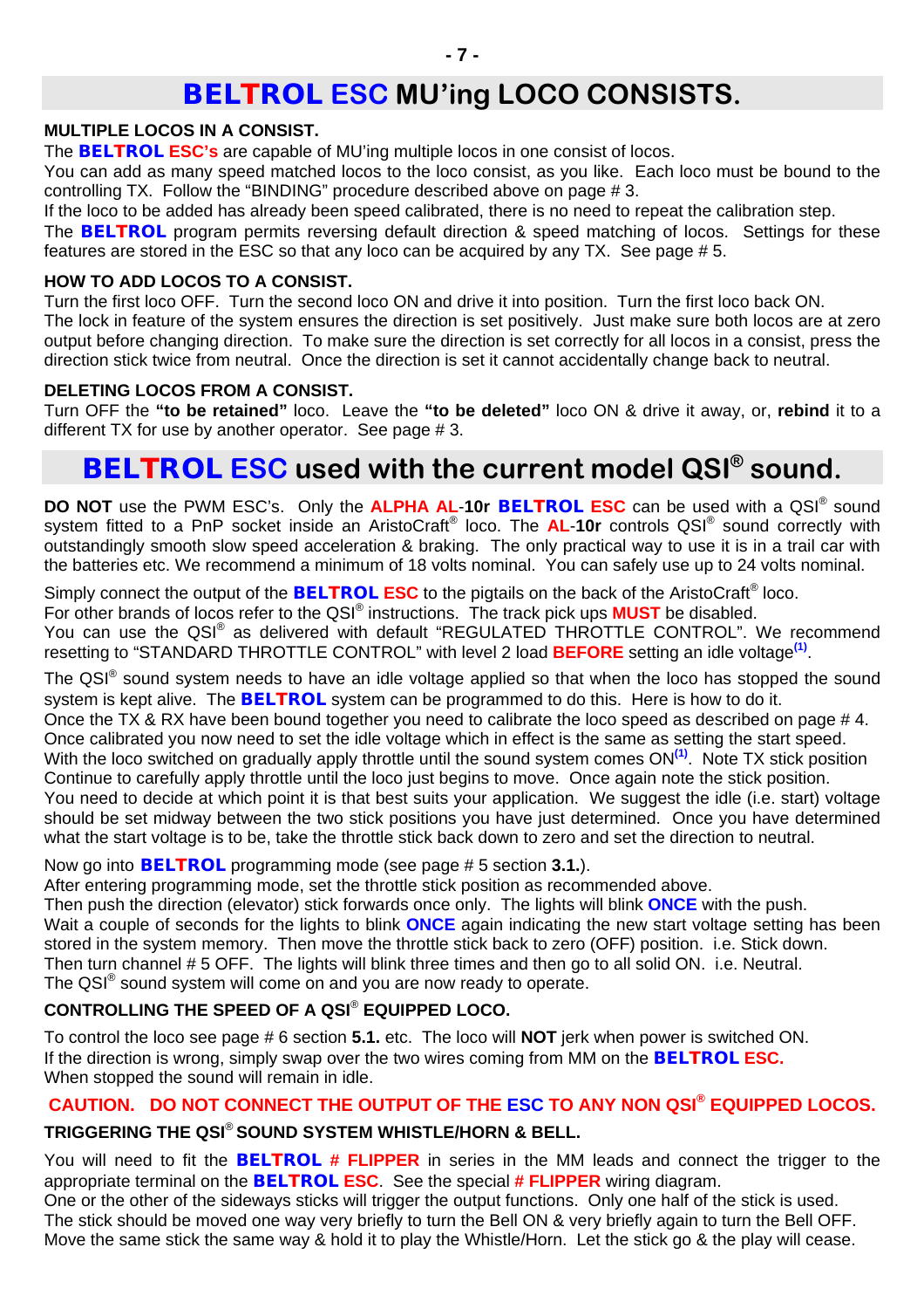## BELTROL ESC MU'ing LOCO CONSISTS.

**MULTIPLE LOCOS IN A CONSIST.**

The **BELTROL ESC's** are capable of MU'ing multiple locos in one consist of locos.
You can add as many speed matched locos to the loco consist, as you like. Each loco must be bound to the controlling TX. Follow the "BINDING" procedure described above on page # 3.
If the loco to be added has already been speed calibrated, there is no need to repeat the calibration step.
The **BELTROL** program permits reversing default direction & speed matching of locos. Settings for these features are stored in the ESC so that any loco can be acquired by any TX. See page # 5.

**HOW TO ADD LOCOS TO A CONSIST.**

Turn the first loco OFF. Turn the second loco ON and drive it into position. Turn the first loco back ON.
The lock in feature of the system ensures the direction is set positively. Just make sure both locos are at zero output before changing direction. To make sure the direction is set correctly for all locos in a consist, press the direction stick twice from neutral. Once the direction is set it cannot accidentally change back to neutral.

**DELETING LOCOS FROM A CONSIST.**

Turn OFF the **"to be retained"** loco. Leave the **"to be deleted"** loco ON & drive it away, or, **rebind** it to a different TX for use by another operator. See page # 3.

## BELTROL ESC used with the current model QSI® sound.

**DO NOT** use the PWM ESC's. Only the **ALPHA AL-10r BELTROL ESC** can be used with a QSI® sound system fitted to a PnP socket inside an AristoCraft® loco. The **AL-10r** controls QSI® sound correctly with outstandingly smooth slow speed acceleration & braking. The only practical way to use it is in a trail car with the batteries etc. We recommend a minimum of 18 volts nominal. You can safely use up to 24 volts nominal.

Simply connect the output of the **BELTROL ESC** to the pigtails on the back of the AristoCraft® loco.
For other brands of locos refer to the QSI® instructions. The track pick ups **MUST** be disabled.
You can use the QSI® as delivered with default "REGULATED THROTTLE CONTROL". We recommend resetting to "STANDARD THROTTLE CONTROL" with level 2 load **BEFORE** setting an idle voltage[(1)].

The QSI® sound system needs to have an idle voltage applied so that when the loco has stopped the sound system is kept alive. The **BELTROL** system can be programmed to do this. Here is how to do it.
Once the TX & RX have been bound together you need to calibrate the loco speed as described on page # 4.
Once calibrated you now need to set the idle voltage which in effect is the same as setting the start speed.
With the loco switched on gradually apply throttle until the sound system comes ON[(1)]. Note TX stick position
Continue to carefully apply throttle until the loco just begins to move. Once again note the stick position.
You need to decide at which point it is that best suits your application. We suggest the idle (i.e. start) voltage should be set midway between the two stick positions you have just determined. Once you have determined what the start voltage is to be, take the throttle stick back down to zero and set the direction to neutral.

Now go into **BELTROL** programming mode (see page # 5 section **3.1.**).
After entering programming mode, set the throttle stick position as recommended above.
Then push the direction (elevator) stick forwards once only. The lights will blink **ONCE** with the push.
Wait a couple of seconds for the lights to blink **ONCE** again indicating the new start voltage setting has been stored in the system memory. Then move the throttle stick back to zero (OFF) position. i.e. Stick down.
Then turn channel # 5 OFF. The lights will blink three times and then go to all solid ON. i.e. Neutral.
The QSI® sound system will come on and you are now ready to operate.

**CONTROLLING THE SPEED OF A QSI® EQUIPPED LOCO.**

To control the loco see page # 6 section **5.1.** etc. The loco will **NOT** jerk when power is switched ON.
If the direction is wrong, simply swap over the two wires coming from MM on the **BELTROL ESC.**
When stopped the sound will remain in idle.

**CAUTION. DO NOT CONNECT THE OUTPUT OF THE ESC TO ANY NON QSI® EQUIPPED LOCOS.**

**TRIGGERING THE QSI® SOUND SYSTEM WHISTLE/HORN & BELL.**

You will need to fit the **BELTROL # FLIPPER** in series in the MM leads and connect the trigger to the appropriate terminal on the **BELTROL ESC**. See the special **# FLIPPER** wiring diagram.
One or the other of the sideways sticks will trigger the output functions. Only one half of the stick is used.
The stick should be moved one way very briefly to turn the Bell ON & very briefly again to turn the Bell OFF.
Move the same stick the same way & hold it to play the Whistle/Horn. Let the stick go & the play will cease.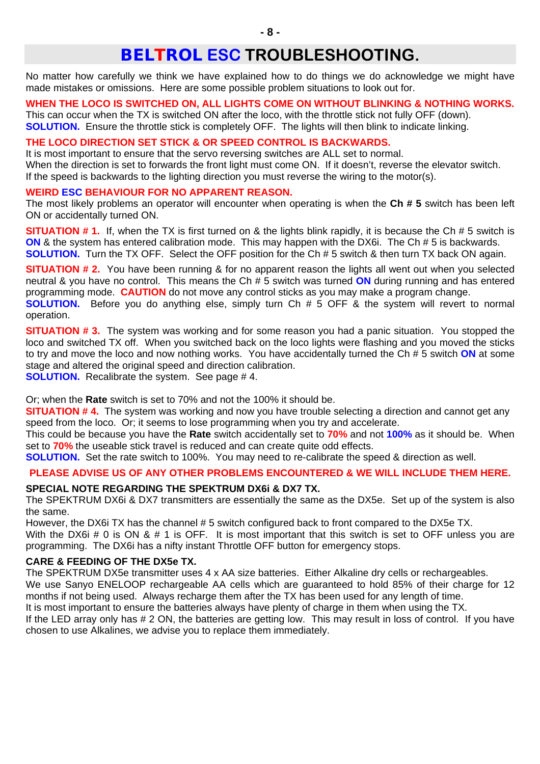# BELTROL ESC TROUBLESHOOTING.

No matter how carefully we think we have explained how to do things we do acknowledge we might have made mistakes or omissions. Here are some possible problem situations to look out for.

**WHEN THE LOCO IS SWITCHED ON, ALL LIGHTS COME ON WITHOUT BLINKING & NOTHING WORKS.**
This can occur when the TX is switched ON after the loco, with the throttle stick not fully OFF (down).
**SOLUTION.** Ensure the throttle stick is completely OFF. The lights will then blink to indicate linking.

**THE LOCO DIRECTION SET STICK & OR SPEED CONTROL IS BACKWARDS.**
It is most important to ensure that the servo reversing switches are ALL set to normal.
When the direction is set to forwards the front light must come ON. If it doesn't, reverse the elevator switch.
If the speed is backwards to the lighting direction you must reverse the wiring to the motor(s).

**WEIRD ESC BEHAVIOUR FOR NO APPARENT REASON.**
The most likely problems an operator will encounter when operating is when the **Ch # 5** switch has been left ON or accidentally turned ON.

**SITUATION # 1.** If, when the TX is first turned on & the lights blink rapidly, it is because the Ch # 5 switch is **ON** & the system has entered calibration mode. This may happen with the DX6i. The Ch # 5 is backwards.
**SOLUTION.** Turn the TX OFF. Select the OFF position for the Ch # 5 switch & then turn TX back ON again.

**SITUATION # 2.** You have been running & for no apparent reason the lights all went out when you selected neutral & you have no control. This means the Ch # 5 switch was turned **ON** during running and has entered programming mode. **CAUTION** do not move any control sticks as you may make a program change.
**SOLUTION.** Before you do anything else, simply turn Ch # 5 OFF & the system will revert to normal operation.

**SITUATION # 3.** The system was working and for some reason you had a panic situation. You stopped the loco and switched TX off. When you switched back on the loco lights were flashing and you moved the sticks to try and move the loco and now nothing works. You have accidentally turned the Ch # 5 switch **ON** at some stage and altered the original speed and direction calibration.
**SOLUTION.** Recalibrate the system. See page # 4.

Or; when the **Rate** switch is set to 70% and not the 100% it should be.
**SITUATION # 4.** The system was working and now you have trouble selecting a direction and cannot get any speed from the loco. Or; it seems to lose programming when you try and accelerate.
This could be because you have the **Rate** switch accidentally set to **70%** and not **100%** as it should be. When set to **70%** the useable stick travel is reduced and can create quite odd effects.
**SOLUTION.** Set the rate switch to 100%. You may need to re-calibrate the speed & direction as well.

**PLEASE ADVISE US OF ANY OTHER PROBLEMS ENCOUNTERED & WE WILL INCLUDE THEM HERE.**

**SPECIAL NOTE REGARDING THE SPEKTRUM DX6i & DX7 TX.**
The SPEKTRUM DX6i & DX7 transmitters are essentially the same as the DX5e. Set up of the system is also the same.
However, the DX6i TX has the channel # 5 switch configured back to front compared to the DX5e TX.
With the DX6i # 0 is ON & # 1 is OFF. It is most important that this switch is set to OFF unless you are programming. The DX6i has a nifty instant Throttle OFF button for emergency stops.

**CARE & FEEDING OF THE DX5e TX.**
The SPEKTRUM DX5e transmitter uses 4 x AA size batteries. Either Alkaline dry cells or rechargeables.
We use Sanyo ENELOOP rechargeable AA cells which are guaranteed to hold 85% of their charge for 12 months if not being used. Always recharge them after the TX has been used for any length of time.
It is most important to ensure the batteries always have plenty of charge in them when using the TX.
If the LED array only has # 2 ON, the batteries are getting low. This may result in loss of control. If you have chosen to use Alkalines, we advise you to replace them immediately.